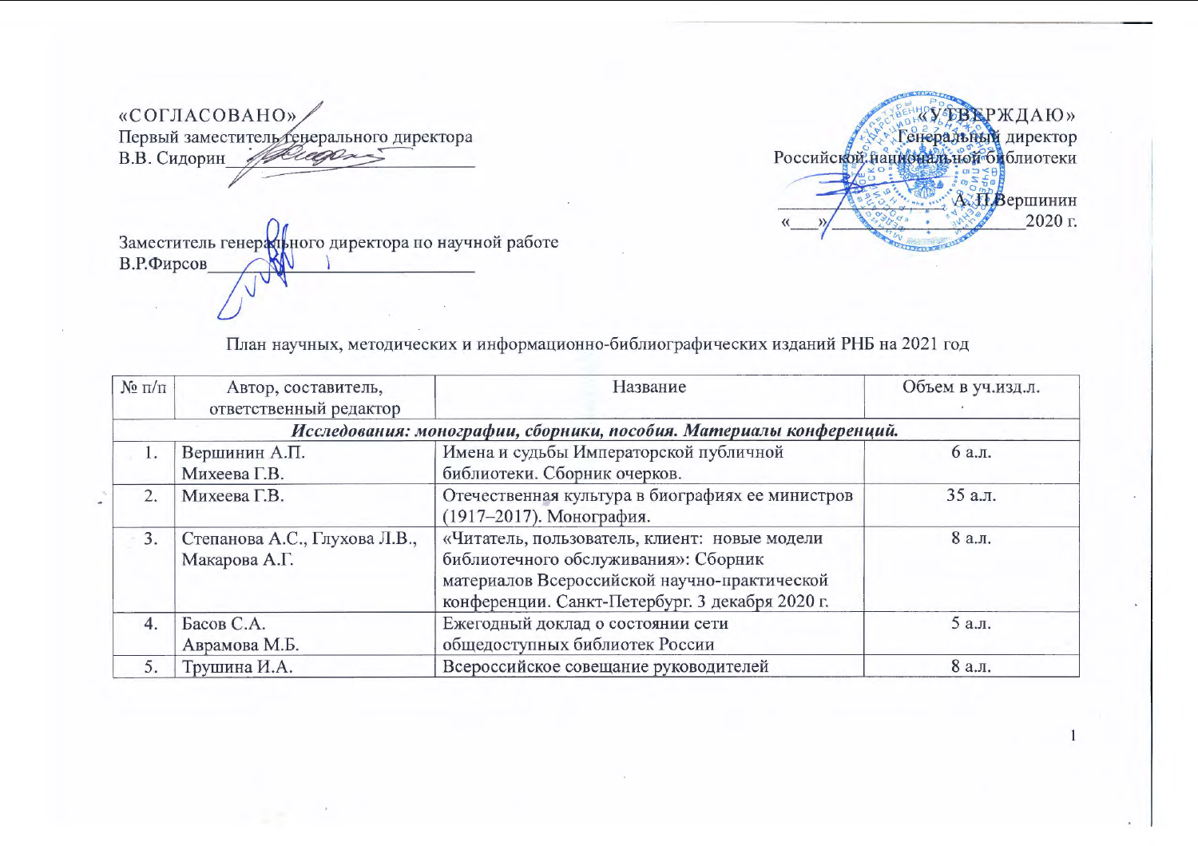«СОГЛАСОВАНО»
Первый заместитель генерального директора
В.В. Сидорин_______________

«УТВЕРЖДАЮ»
Генеральный директор
Российской национальной библиотеки
_______________ А.П.Вершинин
«___»_______________2020 г.

Заместитель генерального директора по научной работе
В.Р.Фирсов_______________

План научных, методических и информационно-библиографических изданий РНБ на 2021 год

| № п/п | Автор, составитель, ответственный редактор | Название | Объем в уч.изд.л. |
|---|---|---|---|
| ***Исследования: монографии, сборники, пособия. Материалы конференций.*** | | | |
| 1. | Вершинин А.П.<br>Михеева Г.В. | Имена и судьбы Императорской публичной библиотеки. Сборник очерков. | 6 а.л. |
| 2. | Михеева Г.В. | Отечественная культура в биографиях ее министров (1917–2017). Монография. | 35 а.л. |
| 3. | Степанова А.С., Глухова Л.В., Макарова А.Г. | «Читатель, пользователь, клиент: новые модели библиотечного обслуживания»: Сборник материалов Всероссийской научно-практической конференции. Санкт-Петербург. 3 декабря 2020 г. | 8 а.л. |
| 4. | Басов С.А.<br>Аврамова М.Б. | Ежегодный доклад о состоянии сети общедоступных библиотек России | 5 а.л. |
| 5. | Трушина И.А. | Всероссийское совещание руководителей | 8 а.л. |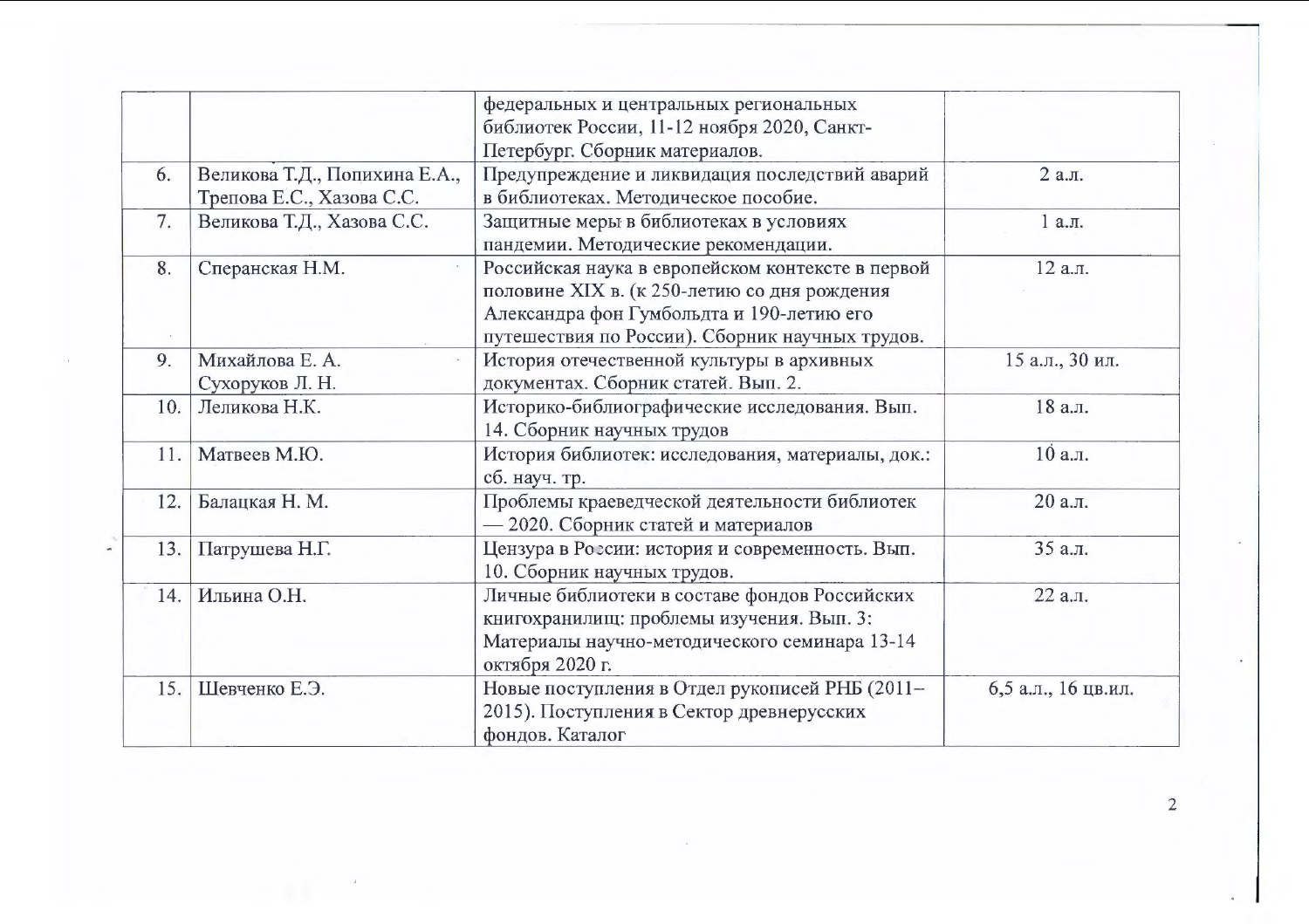| | | | |
|---|---|---|---|
| | | федеральных и центральных региональных библиотек России, 11-12 ноября 2020, Санкт-Петербург. Сборник материалов. | |
| 6. | Великова Т.Д., Попихина Е.А., Трепова Е.С., Хазова С.С. | Предупреждение и ликвидация последствий аварий в библиотеках. Методическое пособие. | 2 а.л. |
| 7. | Великова Т.Д., Хазова С.С. | Защитные меры в библиотеках в условиях пандемии. Методические рекомендации. | 1 а.л. |
| 8. | Сперанская Н.М. | Российская наука в европейском контексте в первой половине XIX в. (к 250-летию со дня рождения Александра фон Гумбольдта и 190-летию его путешествия по России). Сборник научных трудов. | 12 а.л. |
| 9. | Михайлова Е. А. Сухоруков Л. Н. | История отечественной культуры в архивных документах. Сборник статей. Вып. 2. | 15 а.л., 30 ил. |
| 10. | Леликова Н.К. | Историко-библиографические исследования. Вып. 14. Сборник научных трудов | 18 а.л. |
| 11. | Матвеев М.Ю. | История библиотек: исследования, материалы, док.: сб. науч. тр. | 10 а.л. |
| 12. | Балацкая Н. М. | Проблемы краеведческой деятельности библиотек — 2020. Сборник статей и материалов | 20 а.л. |
| 13. | Патрушева Н.Г. | Цензура в России: история и современность. Вып. 10. Сборник научных трудов. | 35 а.л. |
| 14. | Ильина О.Н. | Личные библиотеки в составе фондов Российских книгохранилищ: проблемы изучения. Вып. 3: Материалы научно-методического семинара 13-14 октября 2020 г. | 22 а.л. |
| 15. | Шевченко Е.Э. | Новые поступления в Отдел рукописей РНБ (2011–2015). Поступления в Сектор древнерусских фондов. Каталог | 6,5 а.л., 16 цв.ил. |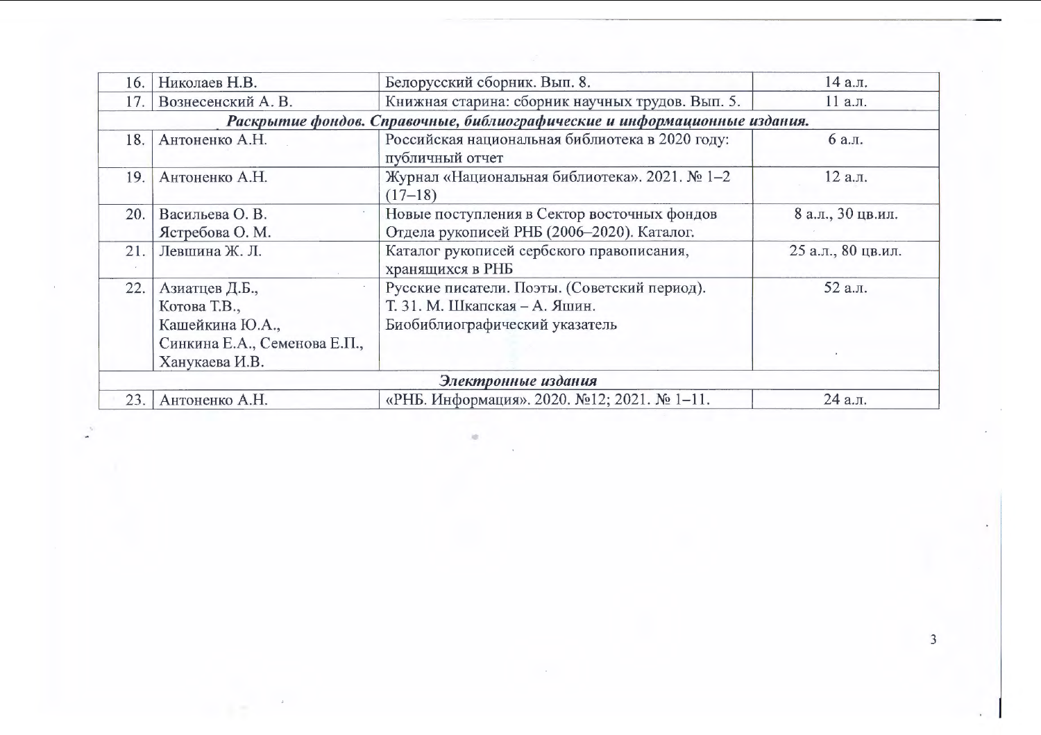| | | | |
|---|---|---|---|
| 16. | Николаев Н.В. | Белорусский сборник. Вып. 8. | 14 а.л. |
| 17. | Вознесенский А. В. | Книжная старина: сборник научных трудов. Вып. 5. | 11 а.л. |
| ***Раскрытие фондов. Справочные, библиографические и информационные издания.*** | | | |
| 18. | Антоненко А.Н. | Российская национальная библиотека в 2020 году: публичный отчет | 6 а.л. |
| 19. | Антоненко А.Н. | Журнал «Национальная библиотека». 2021. № 1–2 (17–18) | 12 а.л. |
| 20. | Васильева О. В.<br>Ястребова О. М. | Новые поступления в Сектор восточных фондов Отдела рукописей РНБ (2006–2020). Каталог. | 8 а.л., 30 цв.ил. |
| 21. | Левшина Ж. Л. | Каталог рукописей сербского правописания, хранящихся в РНБ | 25 а.л., 80 цв.ил. |
| 22. | Азиатцев Д.Б.,<br>Котова Т.В.,<br>Кашейкина Ю.А.,<br>Синкина Е.А., Семенова Е.П.,<br>Ханукаева И.В. | Русские писатели. Поэты. (Советский период).<br>Т. 31. М. Шкапская – А. Яшин.<br>Биобиблиографический указатель | 52 а.л. |
| ***Электронные издания*** | | | |
| 23. | Антоненко А.Н. | «РНБ. Информация». 2020. №12; 2021. № 1–11. | 24 а.л. |